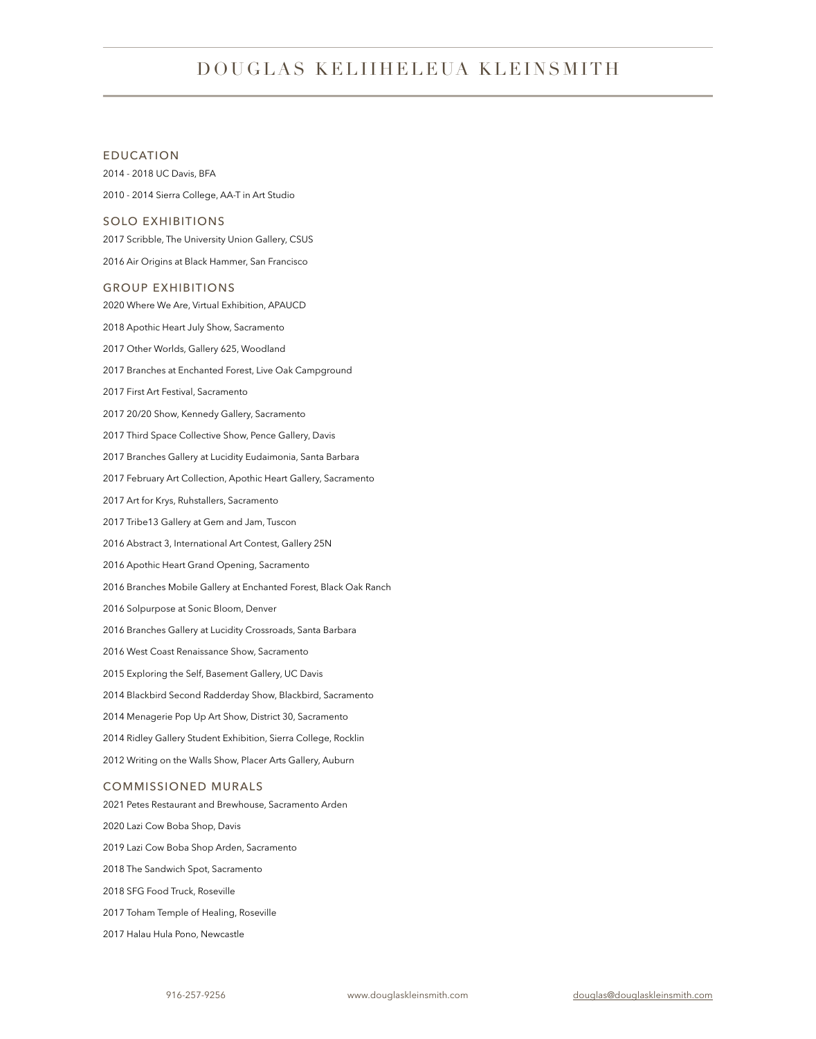# DOUGLAS KELIIHELEUA KLEINSMITH

## EDUCATION

2014 - 2018 UC Davis, BFA

2010 - 2014 Sierra College, AA-T in Art Studio

## SOLO EXHIBITIONS

2017 Scribble, The University Union Gallery, CSUS

2016 Air Origins at Black Hammer, San Francisco

## GROUP EXHIBITIONS

2020 Where We Are, Virtual Exhibition, APAUCD

2018 Apothic Heart July Show, Sacramento

2017 Other Worlds, Gallery 625, Woodland

2017 Branches at Enchanted Forest, Live Oak Campground

2017 First Art Festival, Sacramento

2017 20/20 Show, Kennedy Gallery, Sacramento

2017 Third Space Collective Show, Pence Gallery, Davis

2017 Branches Gallery at Lucidity Eudaimonia, Santa Barbara

2017 February Art Collection, Apothic Heart Gallery, Sacramento

2017 Art for Krys, Ruhstallers, Sacramento

2017 Tribe13 Gallery at Gem and Jam, Tuscon

2016 Abstract 3, International Art Contest, Gallery 25N

2016 Apothic Heart Grand Opening, Sacramento

2016 Branches Mobile Gallery at Enchanted Forest, Black Oak Ranch

2016 Solpurpose at Sonic Bloom, Denver

2016 Branches Gallery at Lucidity Crossroads, Santa Barbara

2016 West Coast Renaissance Show, Sacramento

2015 Exploring the Self, Basement Gallery, UC Davis

2014 Blackbird Second Radderday Show, Blackbird, Sacramento

2014 Menagerie Pop Up Art Show, District 30, Sacramento

2014 Ridley Gallery Student Exhibition, Sierra College, Rocklin

2012 Writing on the Walls Show, Placer Arts Gallery, Auburn

## COMMISSIONED MURALS

2021 Petes Restaurant and Brewhouse, Sacramento Arden

2020 Lazi Cow Boba Shop, Davis

2019 Lazi Cow Boba Shop Arden, Sacramento

2018 The Sandwich Spot, Sacramento

2018 SFG Food Truck, Roseville

2017 Toham Temple of Healing, Roseville

2017 Halau Hula Pono, Newcastle

916-257-9256 www.douglaskleinsmith.com douglas@douglaskleinsmith.com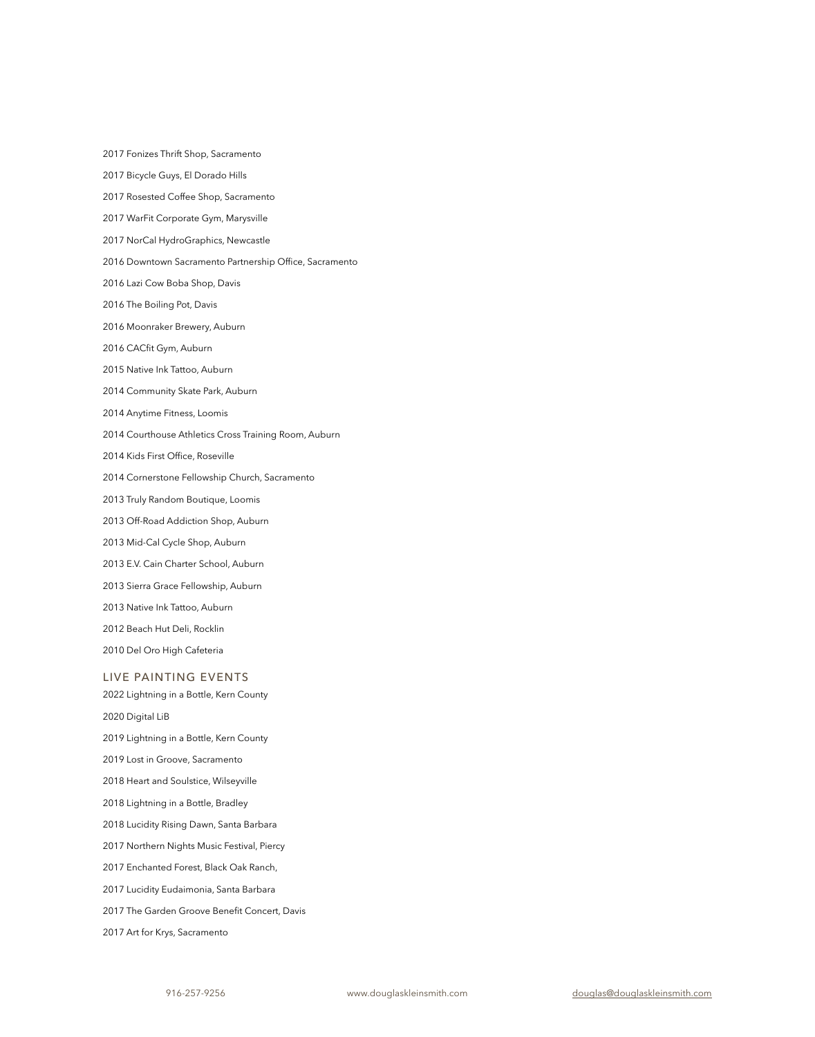2017 Fonizes Thrift Shop, Sacramento

2017 Bicycle Guys, El Dorado Hills

2017 Rosested Coffee Shop, Sacramento

2017 WarFit Corporate Gym, Marysville

2017 NorCal HydroGraphics, Newcastle

2016 Downtown Sacramento Partnership Office, Sacramento

2016 Lazi Cow Boba Shop, Davis

2016 The Boiling Pot, Davis

2016 Moonraker Brewery, Auburn

2016 CACfit Gym, Auburn

2015 Native Ink Tattoo, Auburn

2014 Community Skate Park, Auburn

2014 Anytime Fitness, Loomis

2014 Courthouse Athletics Cross Training Room, Auburn

2014 Kids First Office, Roseville

2014 Cornerstone Fellowship Church, Sacramento

2013 Truly Random Boutique, Loomis

2013 Off-Road Addiction Shop, Auburn

2013 Mid-Cal Cycle Shop, Auburn

2013 E.V. Cain Charter School, Auburn

2013 Sierra Grace Fellowship, Auburn

2013 Native Ink Tattoo, Auburn

2012 Beach Hut Deli, Rocklin

2010 Del Oro High Cafeteria

## LIVE PAINTING EVENTS

2022 Lightning in a Bottle, Kern County

2020 Digital LiB

2019 Lightning in a Bottle, Kern County

2019 Lost in Groove, Sacramento

2018 Heart and Soulstice, Wilseyville

2018 Lightning in a Bottle, Bradley

2018 Lucidity Rising Dawn, Santa Barbara

2017 Northern Nights Music Festival, Piercy

2017 Enchanted Forest, Black Oak Ranch,

2017 Lucidity Eudaimonia, Santa Barbara

2017 The Garden Groove Benefit Concert, Davis

2017 Art for Krys, Sacramento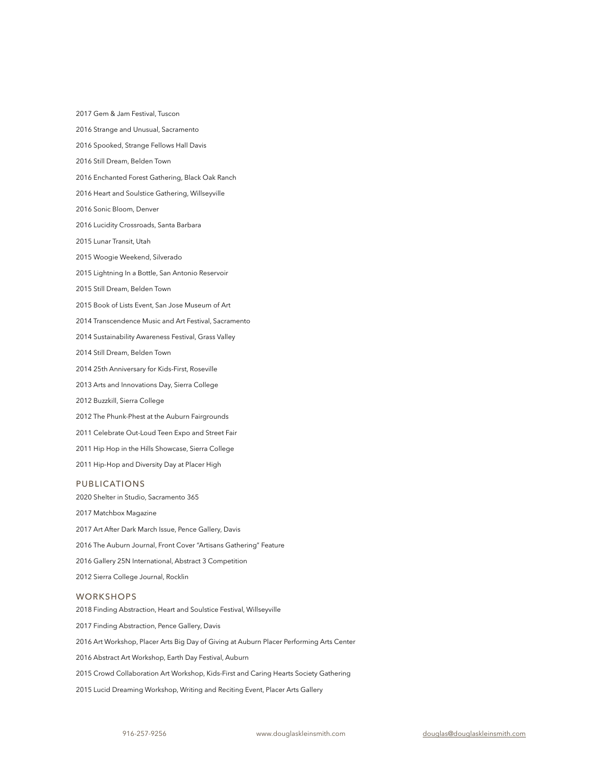2017 Gem & Jam Festival, Tuscon

2016 Strange and Unusual, Sacramento

2016 Spooked, Strange Fellows Hall Davis

2016 Still Dream, Belden Town

2016 Enchanted Forest Gathering, Black Oak Ranch

2016 Heart and Soulstice Gathering, Willseyville

2016 Sonic Bloom, Denver

2016 Lucidity Crossroads, Santa Barbara

2015 Lunar Transit, Utah

2015 Woogie Weekend, Silverado

2015 Lightning In a Bottle, San Antonio Reservoir

2015 Still Dream, Belden Town

2015 Book of Lists Event, San Jose Museum of Art

2014 Transcendence Music and Art Festival, Sacramento

2014 Sustainability Awareness Festival, Grass Valley

2014 Still Dream, Belden Town

2014 25th Anniversary for Kids-First, Roseville

2013 Arts and Innovations Day, Sierra College

2012 Buzzkill, Sierra College

2012 The Phunk-Phest at the Auburn Fairgrounds

2011 Celebrate Out-Loud Teen Expo and Street Fair

2011 Hip Hop in the Hills Showcase, Sierra College

2011 Hip-Hop and Diversity Day at Placer High

## PUBLICATIONS

2020 Shelter in Studio, Sacramento 365

2017 Matchbox Magazine

2017 Art After Dark March Issue, Pence Gallery, Davis

2016 The Auburn Journal, Front Cover "Artisans Gathering" Feature

2016 Gallery 25N International, Abstract 3 Competition

2012 Sierra College Journal, Rocklin

## WORKSHOPS

2018 Finding Abstraction, Heart and Soulstice Festival, Willseyville

2017 Finding Abstraction, Pence Gallery, Davis

2016 Art Workshop, Placer Arts Big Day of Giving at Auburn Placer Performing Arts Center

2016 Abstract Art Workshop, Earth Day Festival, Auburn

2015 Crowd Collaboration Art Workshop, Kids-First and Caring Hearts Society Gathering

2015 Lucid Dreaming Workshop, Writing and Reciting Event, Placer Arts Gallery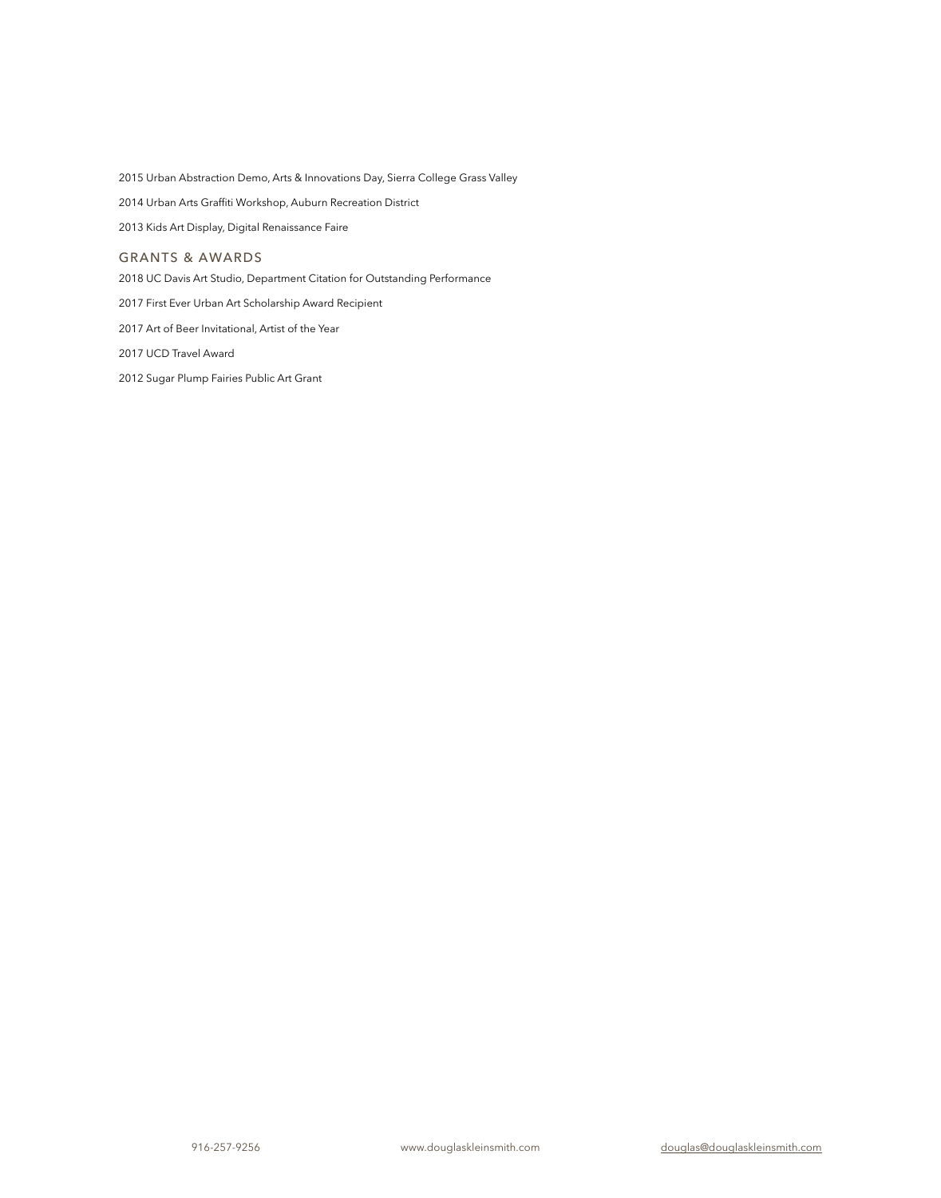2015 Urban Abstraction Demo, Arts & Innovations Day, Sierra College Grass Valley

2014 Urban Arts Graffiti Workshop, Auburn Recreation District

2013 Kids Art Display, Digital Renaissance Faire

## GRANTS & AWARDS

2018 UC Davis Art Studio, Department Citation for Outstanding Performance

2017 First Ever Urban Art Scholarship Award Recipient

2017 Art of Beer Invitational, Artist of the Year

2017 UCD Travel Award

2012 Sugar Plump Fairies Public Art Grant